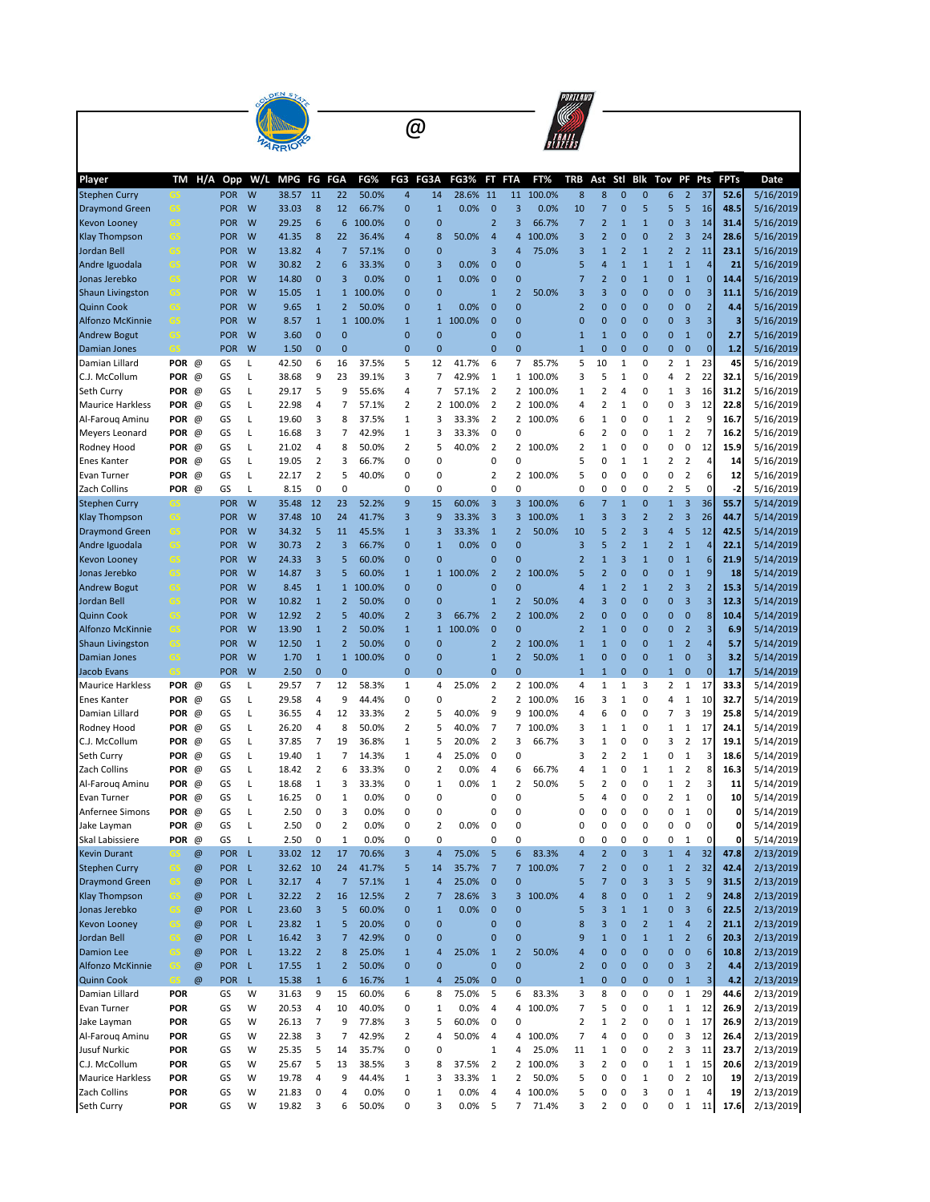@

| Player | TM | H/A | Opp | W/L | MPG | FG | FGA | FG% | FG3 | FG3A | FG3% | FT | FTA | FT% | TRB | Ast | Stl | Blk | Tov | PF | Pts | FPts | Date |
|---|---|---|---|---|---|---|---|---|---|---|---|---|---|---|---|---|---|---|---|---|---|---|---|
| Stephen Curry | GS | | POR | W | 38.57 | 11 | 22 | 50.0% | 4 | 14 | 28.6% | 11 | 11 | 100.0% | 8 | 8 | 0 | 0 | 6 | 2 | 37 | 52.6 | 5/16/2019 |
| Draymond Green | GS | | POR | W | 33.03 | 8 | 12 | 66.7% | 0 | 1 | 0.0% | 0 | 3 | 0.0% | 10 | 7 | 0 | 5 | 5 | 5 | 16 | 48.5 | 5/16/2019 |
| Kevon Looney | GS | | POR | W | 29.25 | 6 | 6 | 100.0% | 0 | 0 | | 2 | 3 | 66.7% | 7 | 2 | 1 | 1 | 0 | 3 | 14 | 31.4 | 5/16/2019 |
| Klay Thompson | GS | | POR | W | 41.35 | 8 | 22 | 36.4% | 4 | 8 | 50.0% | 4 | 4 | 100.0% | 3 | 2 | 0 | 0 | 2 | 3 | 24 | 28.6 | 5/16/2019 |
| Jordan Bell | GS | | POR | W | 13.82 | 4 | 7 | 57.1% | 0 | 0 | | 3 | 4 | 75.0% | 3 | 1 | 2 | 1 | 2 | 2 | 11 | 23.1 | 5/16/2019 |
| Andre Iguodala | GS | | POR | W | 30.82 | 2 | 6 | 33.3% | 0 | 3 | 0.0% | 0 | 0 | | 5 | 4 | 1 | 1 | 1 | 1 | 4 | 21 | 5/16/2019 |
| Jonas Jerebko | GS | | POR | W | 14.80 | 0 | 3 | 0.0% | 0 | 1 | 0.0% | 0 | 0 | | 7 | 2 | 0 | 1 | 0 | 1 | 0 | 14.4 | 5/16/2019 |
| Shaun Livingston | GS | | POR | W | 15.05 | 1 | 1 | 100.0% | 0 | 0 | | 1 | 2 | 50.0% | 3 | 3 | 0 | 0 | 0 | 0 | 3 | 11.1 | 5/16/2019 |
| Quinn Cook | GS | | POR | W | 9.65 | 1 | 2 | 50.0% | 0 | 1 | 0.0% | 0 | 0 | | 2 | 0 | 0 | 0 | 0 | 0 | 2 | 4.4 | 5/16/2019 |
| Alfonzo McKinnie | GS | | POR | W | 8.57 | 1 | 1 | 100.0% | 1 | 1 | 100.0% | 0 | 0 | | 0 | 0 | 0 | 0 | 0 | 3 | 3 | 3 | 5/16/2019 |
| Andrew Bogut | GS | | POR | W | 3.60 | 0 | 0 | | 0 | 0 | | 0 | 0 | | 1 | 1 | 0 | 0 | 0 | 1 | 0 | 2.7 | 5/16/2019 |
| Damian Jones | GS | | POR | W | 1.50 | 0 | 0 | | 0 | 0 | | 0 | 0 | | 1 | 0 | 0 | 0 | 0 | 0 | 0 | 1.2 | 5/16/2019 |
| Damian Lillard | POR | @ | GS | L | 42.50 | 6 | 16 | 37.5% | 5 | 12 | 41.7% | 6 | 7 | 85.7% | 5 | 10 | 1 | 0 | 2 | 1 | 23 | 45 | 5/16/2019 |
| C.J. McCollum | POR | @ | GS | L | 38.68 | 9 | 23 | 39.1% | 3 | 7 | 42.9% | 1 | 1 | 100.0% | 3 | 5 | 1 | 0 | 4 | 2 | 22 | 32.1 | 5/16/2019 |
| Seth Curry | POR | @ | GS | L | 29.17 | 5 | 9 | 55.6% | 4 | 7 | 57.1% | 2 | 2 | 100.0% | 1 | 2 | 4 | 0 | 1 | 3 | 16 | 31.2 | 5/16/2019 |
| Maurice Harkless | POR | @ | GS | L | 22.98 | 4 | 7 | 57.1% | 2 | 2 | 100.0% | 2 | 2 | 100.0% | 4 | 2 | 1 | 0 | 0 | 3 | 12 | 22.8 | 5/16/2019 |
| Al-Farouq Aminu | POR | @ | GS | L | 19.60 | 3 | 8 | 37.5% | 1 | 3 | 33.3% | 2 | 2 | 100.0% | 6 | 1 | 0 | 0 | 1 | 2 | 9 | 16.7 | 5/16/2019 |
| Meyers Leonard | POR | @ | GS | L | 16.68 | 3 | 7 | 42.9% | 1 | 3 | 33.3% | 0 | 0 | | 6 | 2 | 0 | 0 | 1 | 2 | 7 | 16.2 | 5/16/2019 |
| Rodney Hood | POR | @ | GS | L | 21.02 | 4 | 8 | 50.0% | 2 | 5 | 40.0% | 2 | 2 | 100.0% | 2 | 1 | 0 | 0 | 0 | 0 | 12 | 15.9 | 5/16/2019 |
| Enes Kanter | POR | @ | GS | L | 19.05 | 2 | 3 | 66.7% | 0 | 0 | | 0 | 0 | | 5 | 0 | 1 | 1 | 2 | 2 | 4 | 14 | 5/16/2019 |
| Evan Turner | POR | @ | GS | L | 22.17 | 2 | 5 | 40.0% | 0 | 0 | | 2 | 2 | 100.0% | 5 | 0 | 0 | 0 | 0 | 2 | 6 | 12 | 5/16/2019 |
| Zach Collins | POR | @ | GS | L | 8.15 | 0 | 0 | | 0 | 0 | | 0 | 0 | | 0 | 0 | 0 | 0 | 2 | 5 | 0 | -2 | 5/16/2019 |
| Stephen Curry | GS | | POR | W | 35.48 | 12 | 23 | 52.2% | 9 | 15 | 60.0% | 3 | 3 | 100.0% | 6 | 7 | 1 | 0 | 1 | 3 | 36 | 55.7 | 5/14/2019 |
| Klay Thompson | GS | | POR | W | 37.48 | 10 | 24 | 41.7% | 3 | 9 | 33.3% | 3 | 3 | 100.0% | 1 | 3 | 3 | 2 | 2 | 3 | 26 | 44.7 | 5/14/2019 |
| Draymond Green | GS | | POR | W | 34.32 | 5 | 11 | 45.5% | 1 | 3 | 33.3% | 1 | 2 | 50.0% | 10 | 5 | 2 | 3 | 4 | 5 | 12 | 42.5 | 5/14/2019 |
| Andre Iguodala | GS | | POR | W | 30.73 | 2 | 3 | 66.7% | 0 | 1 | 0.0% | 0 | 0 | | 3 | 5 | 2 | 1 | 2 | 1 | 4 | 22.1 | 5/14/2019 |
| Kevon Looney | GS | | POR | W | 24.33 | 3 | 5 | 60.0% | 0 | 0 | | 0 | 0 | | 2 | 1 | 3 | 1 | 0 | 1 | 6 | 21.9 | 5/14/2019 |
| Jonas Jerebko | GS | | POR | W | 14.87 | 3 | 5 | 60.0% | 1 | 1 | 100.0% | 2 | 2 | 100.0% | 5 | 2 | 0 | 0 | 0 | 1 | 9 | 18 | 5/14/2019 |
| Andrew Bogut | GS | | POR | W | 8.45 | 1 | 1 | 100.0% | 0 | 0 | | 0 | 0 | | 4 | 1 | 2 | 1 | 2 | 3 | 2 | 15.3 | 5/14/2019 |
| Jordan Bell | GS | | POR | W | 10.82 | 1 | 2 | 50.0% | 0 | 0 | | 1 | 2 | 50.0% | 4 | 3 | 0 | 0 | 0 | 3 | 3 | 12.3 | 5/14/2019 |
| Quinn Cook | GS | | POR | W | 12.92 | 2 | 5 | 40.0% | 2 | 3 | 66.7% | 2 | 2 | 100.0% | 2 | 0 | 0 | 0 | 0 | 0 | 8 | 10.4 | 5/14/2019 |
| Alfonzo McKinnie | GS | | POR | W | 13.90 | 1 | 2 | 50.0% | 1 | 1 | 100.0% | 0 | 0 | | 2 | 1 | 0 | 0 | 0 | 2 | 3 | 6.9 | 5/14/2019 |
| Shaun Livingston | GS | | POR | W | 12.50 | 1 | 2 | 50.0% | 0 | 0 | | 2 | 2 | 100.0% | 1 | 1 | 0 | 0 | 1 | 2 | 4 | 5.7 | 5/14/2019 |
| Damian Jones | GS | | POR | W | 1.70 | 1 | 1 | 100.0% | 0 | 0 | | 1 | 2 | 50.0% | 1 | 0 | 0 | 0 | 1 | 0 | 3 | 3.2 | 5/14/2019 |
| Jacob Evans | GS | | POR | W | 2.50 | 0 | 0 | | 0 | 0 | | 0 | 0 | | 1 | 1 | 0 | 0 | 1 | 0 | 0 | 1.7 | 5/14/2019 |
| Maurice Harkless | POR | @ | GS | L | 29.57 | 7 | 12 | 58.3% | 1 | 4 | 25.0% | 2 | 2 | 100.0% | 4 | 1 | 1 | 3 | 2 | 1 | 17 | 33.3 | 5/14/2019 |
| Enes Kanter | POR | @ | GS | L | 29.58 | 4 | 9 | 44.4% | 0 | 0 | | 2 | 2 | 100.0% | 16 | 3 | 1 | 0 | 4 | 1 | 10 | 32.7 | 5/14/2019 |
| Damian Lillard | POR | @ | GS | L | 36.55 | 4 | 12 | 33.3% | 2 | 5 | 40.0% | 9 | 9 | 100.0% | 4 | 6 | 0 | 0 | 7 | 3 | 19 | 25.8 | 5/14/2019 |
| Rodney Hood | POR | @ | GS | L | 26.20 | 4 | 8 | 50.0% | 2 | 5 | 40.0% | 7 | 7 | 100.0% | 3 | 1 | 1 | 0 | 1 | 1 | 17 | 24.1 | 5/14/2019 |
| C.J. McCollum | POR | @ | GS | L | 37.85 | 7 | 19 | 36.8% | 1 | 5 | 20.0% | 2 | 3 | 66.7% | 3 | 1 | 0 | 0 | 3 | 2 | 17 | 19.1 | 5/14/2019 |
| Seth Curry | POR | @ | GS | L | 19.40 | 1 | 7 | 14.3% | 1 | 4 | 25.0% | 0 | 0 | | 3 | 2 | 2 | 1 | 0 | 1 | 3 | 18.6 | 5/14/2019 |
| Zach Collins | POR | @ | GS | L | 18.42 | 2 | 6 | 33.3% | 0 | 2 | 0.0% | 4 | 6 | 66.7% | 4 | 1 | 0 | 1 | 1 | 2 | 8 | 16.3 | 5/14/2019 |
| Al-Farouq Aminu | POR | @ | GS | L | 18.68 | 1 | 3 | 33.3% | 0 | 1 | 0.0% | 1 | 2 | 50.0% | 5 | 2 | 0 | 0 | 1 | 2 | 3 | 11 | 5/14/2019 |
| Evan Turner | POR | @ | GS | L | 16.25 | 0 | 1 | 0.0% | 0 | 0 | | 0 | 0 | | 5 | 4 | 0 | 0 | 2 | 1 | 0 | 10 | 5/14/2019 |
| Anfernee Simons | POR | @ | GS | L | 2.50 | 0 | 3 | 0.0% | 0 | 0 | | 0 | 0 | | 0 | 0 | 0 | 0 | 0 | 1 | 0 | 0 | 5/14/2019 |
| Jake Layman | POR | @ | GS | L | 2.50 | 0 | 2 | 0.0% | 0 | 2 | 0.0% | 0 | 0 | | 0 | 0 | 0 | 0 | 0 | 0 | 0 | 0 | 5/14/2019 |
| Skal Labissiere | POR | @ | GS | L | 2.50 | 0 | 1 | 0.0% | 0 | 0 | | 0 | 0 | | 0 | 0 | 0 | 0 | 0 | 1 | 0 | 0 | 5/14/2019 |
| Kevin Durant | GS | @ | POR | L | 33.02 | 12 | 17 | 70.6% | 3 | 4 | 75.0% | 5 | 6 | 83.3% | 4 | 2 | 0 | 3 | 1 | 4 | 32 | 47.8 | 2/13/2019 |
| Stephen Curry | GS | @ | POR | L | 32.62 | 10 | 24 | 41.7% | 5 | 14 | 35.7% | 7 | 7 | 100.0% | 7 | 2 | 0 | 0 | 1 | 2 | 32 | 42.4 | 2/13/2019 |
| Draymond Green | GS | @ | POR | L | 32.17 | 4 | 7 | 57.1% | 1 | 4 | 25.0% | 0 | 0 | | 5 | 7 | 0 | 3 | 3 | 5 | 9 | 31.5 | 2/13/2019 |
| Klay Thompson | GS | @ | POR | L | 32.22 | 2 | 16 | 12.5% | 2 | 7 | 28.6% | 3 | 3 | 100.0% | 4 | 8 | 0 | 0 | 1 | 2 | 9 | 24.8 | 2/13/2019 |
| Jonas Jerebko | GS | @ | POR | L | 23.60 | 3 | 5 | 60.0% | 0 | 1 | 0.0% | 0 | 0 | | 5 | 3 | 1 | 1 | 0 | 3 | 6 | 22.5 | 2/13/2019 |
| Kevon Looney | GS | @ | POR | L | 23.82 | 1 | 5 | 20.0% | 0 | 0 | | 0 | 0 | | 8 | 3 | 0 | 2 | 1 | 4 | 2 | 21.1 | 2/13/2019 |
| Jordan Bell | GS | @ | POR | L | 16.42 | 3 | 7 | 42.9% | 0 | 0 | | 0 | 0 | | 9 | 1 | 0 | 1 | 1 | 2 | 6 | 20.3 | 2/13/2019 |
| Damion Lee | GS | @ | POR | L | 13.22 | 2 | 8 | 25.0% | 1 | 4 | 25.0% | 1 | 2 | 50.0% | 4 | 0 | 0 | 0 | 0 | 0 | 6 | 10.8 | 2/13/2019 |
| Alfonzo McKinnie | GS | @ | POR | L | 17.55 | 1 | 2 | 50.0% | 0 | 0 | | 0 | 0 | | 2 | 0 | 0 | 0 | 0 | 3 | 2 | 4.4 | 2/13/2019 |
| Quinn Cook | GS | @ | POR | L | 15.38 | 1 | 6 | 16.7% | 1 | 4 | 25.0% | 0 | 0 | | 1 | 0 | 0 | 0 | 0 | 1 | 3 | 4.2 | 2/13/2019 |
| Damian Lillard | POR | | GS | W | 31.63 | 9 | 15 | 60.0% | 6 | 8 | 75.0% | 5 | 6 | 83.3% | 3 | 8 | 0 | 0 | 0 | 1 | 29 | 44.6 | 2/13/2019 |
| Evan Turner | POR | | GS | W | 20.53 | 4 | 10 | 40.0% | 0 | 1 | 0.0% | 4 | 4 | 100.0% | 7 | 5 | 0 | 0 | 1 | 1 | 12 | 26.9 | 2/13/2019 |
| Jake Layman | POR | | GS | W | 26.13 | 7 | 9 | 77.8% | 3 | 5 | 60.0% | 0 | 0 | | 2 | 1 | 2 | 0 | 0 | 1 | 17 | 26.9 | 2/13/2019 |
| Al-Farouq Aminu | POR | | GS | W | 22.38 | 3 | 7 | 42.9% | 2 | 4 | 50.0% | 4 | 4 | 100.0% | 7 | 4 | 0 | 0 | 0 | 3 | 12 | 26.4 | 2/13/2019 |
| Jusuf Nurkic | POR | | GS | W | 25.35 | 5 | 14 | 35.7% | 0 | 0 | | 1 | 4 | 25.0% | 11 | 1 | 0 | 0 | 2 | 3 | 11 | 23.7 | 2/13/2019 |
| C.J. McCollum | POR | | GS | W | 25.67 | 5 | 13 | 38.5% | 3 | 8 | 37.5% | 2 | 2 | 100.0% | 3 | 2 | 0 | 0 | 1 | 1 | 15 | 20.6 | 2/13/2019 |
| Maurice Harkless | POR | | GS | W | 19.78 | 4 | 9 | 44.4% | 1 | 3 | 33.3% | 1 | 2 | 50.0% | 5 | 0 | 0 | 1 | 0 | 2 | 10 | 19 | 2/13/2019 |
| Zach Collins | POR | | GS | W | 21.83 | 0 | 4 | 0.0% | 0 | 1 | 0.0% | 4 | 4 | 100.0% | 5 | 0 | 0 | 3 | 0 | 1 | 4 | 19 | 2/13/2019 |
| Seth Curry | POR | | GS | W | 19.82 | 3 | 6 | 50.0% | 0 | 3 | 0.0% | 5 | 7 | 71.4% | 3 | 2 | 0 | 0 | 0 | 1 | 11 | 17.6 | 2/13/2019 |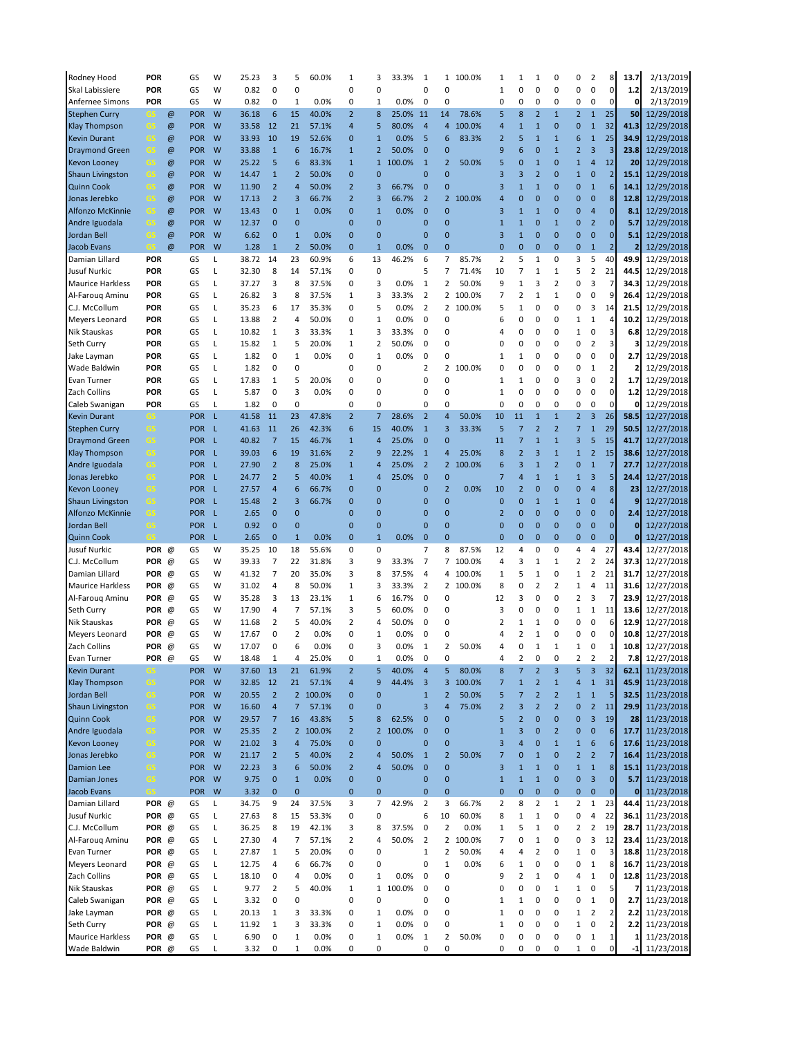| | | | | | | | | | | | | | | | | | | | | | | | |
|---|---|---|---|---|---|---|---|---|---|---|---|---|---|---|---|---|---|---|---|---|---|---|---|
| Rodney Hood | POR | | GS | W | 25.23 | 3 | 5 | 60.0% | 1 | 3 | 33.3% | 1 | 1 | 100.0% | 1 | 1 | 1 | 0 | 0 | 2 | 8 | 13.7 | 2/13/2019 |
| Skal Labissiere | POR | | GS | W | 0.82 | 0 | 0 | | 0 | 0 | | 0 | 0 | | 1 | 0 | 0 | 0 | 0 | 0 | 0 | 1.2 | 2/13/2019 |
| Anfernee Simons | POR | | GS | W | 0.82 | 0 | 1 | 0.0% | 0 | 1 | 0.0% | 0 | 0 | | 0 | 0 | 0 | 0 | 0 | 0 | 0 | 0 | 2/13/2019 |
| Stephen Curry | GS | @ | POR | W | 36.18 | 6 | 15 | 40.0% | 2 | 8 | 25.0% | 11 | 14 | 78.6% | 5 | 8 | 2 | 1 | 2 | 1 | 25 | 50 | 12/29/2018 |
| Klay Thompson | GS | @ | POR | W | 33.58 | 12 | 21 | 57.1% | 4 | 5 | 80.0% | 4 | 4 | 100.0% | 4 | 1 | 1 | 0 | 0 | 1 | 32 | 41.3 | 12/29/2018 |
| Kevin Durant | GS | @ | POR | W | 33.93 | 10 | 19 | 52.6% | 0 | 1 | 0.0% | 5 | 6 | 83.3% | 2 | 5 | 1 | 1 | 6 | 1 | 25 | 34.9 | 12/29/2018 |
| Draymond Green | GS | @ | POR | W | 33.88 | 1 | 6 | 16.7% | 1 | 2 | 50.0% | 0 | 0 | | 9 | 6 | 0 | 1 | 2 | 3 | 3 | 23.8 | 12/29/2018 |
| Kevon Looney | GS | @ | POR | W | 25.22 | 5 | 6 | 83.3% | 1 | 1 | 100.0% | 1 | 2 | 50.0% | 5 | 0 | 1 | 0 | 1 | 4 | 12 | 20 | 12/29/2018 |
| Shaun Livingston | GS | @ | POR | W | 14.47 | 1 | 2 | 50.0% | 0 | 0 | | 0 | 0 | | 3 | 3 | 2 | 0 | 1 | 0 | 2 | 15.1 | 12/29/2018 |
| Quinn Cook | GS | @ | POR | W | 11.90 | 2 | 4 | 50.0% | 2 | 3 | 66.7% | 0 | 0 | | 3 | 1 | 1 | 0 | 0 | 1 | 6 | 14.1 | 12/29/2018 |
| Jonas Jerebko | GS | @ | POR | W | 17.13 | 2 | 3 | 66.7% | 2 | 3 | 66.7% | 2 | 2 | 100.0% | 4 | 0 | 0 | 0 | 0 | 0 | 8 | 12.8 | 12/29/2018 |
| Alfonzo McKinnie | GS | @ | POR | W | 13.43 | 0 | 1 | 0.0% | 0 | 1 | 0.0% | 0 | 0 | | 3 | 1 | 1 | 0 | 0 | 4 | 0 | 8.1 | 12/29/2018 |
| Andre Iguodala | GS | @ | POR | W | 12.37 | 0 | 0 | | 0 | 0 | | 0 | 0 | | 1 | 1 | 0 | 1 | 0 | 2 | 0 | 5.7 | 12/29/2018 |
| Jordan Bell | GS | @ | POR | W | 6.62 | 0 | 1 | 0.0% | 0 | 0 | | 0 | 0 | | 3 | 1 | 0 | 0 | 0 | 0 | 0 | 5.1 | 12/29/2018 |
| Jacob Evans | GS | @ | POR | W | 1.28 | 1 | 2 | 50.0% | 0 | 1 | 0.0% | 0 | 0 | | 0 | 0 | 0 | 0 | 0 | 1 | 2 | 2 | 12/29/2018 |
| Damian Lillard | POR | | GS | L | 38.72 | 14 | 23 | 60.9% | 6 | 13 | 46.2% | 6 | 7 | 85.7% | 2 | 5 | 1 | 0 | 3 | 5 | 40 | 49.9 | 12/29/2018 |
| Jusuf Nurkic | POR | | GS | L | 32.30 | 8 | 14 | 57.1% | 0 | 0 | | 5 | 7 | 71.4% | 10 | 7 | 1 | 1 | 5 | 2 | 21 | 44.5 | 12/29/2018 |
| Maurice Harkless | POR | | GS | L | 37.27 | 3 | 8 | 37.5% | 0 | 3 | 0.0% | 1 | 2 | 50.0% | 9 | 1 | 3 | 2 | 0 | 3 | 7 | 34.3 | 12/29/2018 |
| Al-Farouq Aminu | POR | | GS | L | 26.82 | 3 | 8 | 37.5% | 1 | 3 | 33.3% | 2 | 2 | 100.0% | 7 | 2 | 1 | 1 | 0 | 0 | 9 | 26.4 | 12/29/2018 |
| C.J. McCollum | POR | | GS | L | 35.23 | 6 | 17 | 35.3% | 0 | 5 | 0.0% | 2 | 2 | 100.0% | 5 | 1 | 0 | 0 | 0 | 3 | 14 | 21.5 | 12/29/2018 |
| Meyers Leonard | POR | | GS | L | 13.88 | 2 | 4 | 50.0% | 0 | 1 | 0.0% | 0 | 0 | | 6 | 0 | 0 | 0 | 1 | 1 | 4 | 10.2 | 12/29/2018 |
| Nik Stauskas | POR | | GS | L | 10.82 | 1 | 3 | 33.3% | 1 | 3 | 33.3% | 0 | 0 | | 4 | 0 | 0 | 0 | 1 | 0 | 3 | 6.8 | 12/29/2018 |
| Seth Curry | POR | | GS | L | 15.82 | 1 | 5 | 20.0% | 1 | 2 | 50.0% | 0 | 0 | | 0 | 0 | 0 | 0 | 0 | 2 | 3 | 3 | 12/29/2018 |
| Jake Layman | POR | | GS | L | 1.82 | 0 | 1 | 0.0% | 0 | 1 | 0.0% | 0 | 0 | | 1 | 1 | 0 | 0 | 0 | 0 | 0 | 2.7 | 12/29/2018 |
| Wade Baldwin | POR | | GS | L | 1.82 | 0 | 0 | | 0 | 0 | | 2 | 2 | 100.0% | 0 | 0 | 0 | 0 | 0 | 1 | 2 | 2 | 12/29/2018 |
| Evan Turner | POR | | GS | L | 17.83 | 1 | 5 | 20.0% | 0 | 0 | | 0 | 0 | | 1 | 1 | 0 | 0 | 3 | 0 | 2 | 1.7 | 12/29/2018 |
| Zach Collins | POR | | GS | L | 5.87 | 0 | 3 | 0.0% | 0 | 0 | | 0 | 0 | | 1 | 0 | 0 | 0 | 0 | 0 | 0 | 1.2 | 12/29/2018 |
| Caleb Swanigan | POR | | GS | L | 1.82 | 0 | 0 | | 0 | 0 | | 0 | 0 | | 0 | 0 | 0 | 0 | 0 | 0 | 0 | 0 | 12/29/2018 |
| Kevin Durant | GS | | POR | L | 41.58 | 11 | 23 | 47.8% | 2 | 7 | 28.6% | 2 | 4 | 50.0% | 10 | 11 | 1 | 1 | 2 | 3 | 26 | 58.5 | 12/27/2018 |
| Stephen Curry | GS | | POR | L | 41.63 | 11 | 26 | 42.3% | 6 | 15 | 40.0% | 1 | 3 | 33.3% | 5 | 7 | 2 | 2 | 7 | 1 | 29 | 50.5 | 12/27/2018 |
| Draymond Green | GS | | POR | L | 40.82 | 7 | 15 | 46.7% | 1 | 4 | 25.0% | 0 | 0 | | 11 | 7 | 1 | 1 | 3 | 5 | 15 | 41.7 | 12/27/2018 |
| Klay Thompson | GS | | POR | L | 39.03 | 6 | 19 | 31.6% | 2 | 9 | 22.2% | 1 | 4 | 25.0% | 8 | 2 | 3 | 1 | 1 | 2 | 15 | 38.6 | 12/27/2018 |
| Andre Iguodala | GS | | POR | L | 27.90 | 2 | 8 | 25.0% | 1 | 4 | 25.0% | 2 | 2 | 100.0% | 6 | 3 | 1 | 2 | 0 | 1 | 7 | 27.7 | 12/27/2018 |
| Jonas Jerebko | GS | | POR | L | 24.77 | 2 | 5 | 40.0% | 1 | 4 | 25.0% | 0 | 0 | | 7 | 4 | 1 | 1 | 1 | 3 | 5 | 24.4 | 12/27/2018 |
| Kevon Looney | GS | | POR | L | 27.57 | 4 | 6 | 66.7% | 0 | 0 | | 0 | 2 | 0.0% | 10 | 2 | 0 | 0 | 0 | 4 | 8 | 23 | 12/27/2018 |
| Shaun Livingston | GS | | POR | L | 15.48 | 2 | 3 | 66.7% | 0 | 0 | | 0 | 0 | | 0 | 0 | 1 | 1 | 1 | 0 | 4 | 9 | 12/27/2018 |
| Alfonzo McKinnie | GS | | POR | L | 2.65 | 0 | 0 | | 0 | 0 | | 0 | 0 | | 2 | 0 | 0 | 0 | 0 | 0 | 0 | 2.4 | 12/27/2018 |
| Jordan Bell | GS | | POR | L | 0.92 | 0 | 0 | | 0 | 0 | | 0 | 0 | | 0 | 0 | 0 | 0 | 0 | 0 | 0 | 0 | 12/27/2018 |
| Quinn Cook | GS | | POR | L | 2.65 | 0 | 1 | 0.0% | 0 | 1 | 0.0% | 0 | 0 | | 0 | 0 | 0 | 0 | 0 | 0 | 0 | 0 | 12/27/2018 |
| Jusuf Nurkic | POR | @ | GS | W | 35.25 | 10 | 18 | 55.6% | 0 | 0 | | 7 | 8 | 87.5% | 12 | 4 | 0 | 0 | 4 | 4 | 27 | 43.4 | 12/27/2018 |
| C.J. McCollum | POR | @ | GS | W | 39.33 | 7 | 22 | 31.8% | 3 | 9 | 33.3% | 7 | 7 | 100.0% | 4 | 3 | 1 | 1 | 2 | 2 | 24 | 37.3 | 12/27/2018 |
| Damian Lillard | POR | @ | GS | W | 41.32 | 7 | 20 | 35.0% | 3 | 8 | 37.5% | 4 | 4 | 100.0% | 1 | 5 | 1 | 0 | 1 | 2 | 21 | 31.7 | 12/27/2018 |
| Maurice Harkless | POR | @ | GS | W | 31.02 | 4 | 8 | 50.0% | 1 | 3 | 33.3% | 2 | 2 | 100.0% | 8 | 0 | 2 | 2 | 1 | 4 | 11 | 31.6 | 12/27/2018 |
| Al-Farouq Aminu | POR | @ | GS | W | 35.28 | 3 | 13 | 23.1% | 1 | 6 | 16.7% | 0 | 0 | | 12 | 3 | 0 | 0 | 2 | 3 | 7 | 23.9 | 12/27/2018 |
| Seth Curry | POR | @ | GS | W | 17.90 | 4 | 7 | 57.1% | 3 | 5 | 60.0% | 0 | 0 | | 3 | 0 | 0 | 0 | 1 | 1 | 11 | 13.6 | 12/27/2018 |
| Nik Stauskas | POR | @ | GS | W | 11.68 | 2 | 5 | 40.0% | 2 | 4 | 50.0% | 0 | 0 | | 2 | 1 | 1 | 0 | 0 | 0 | 6 | 12.9 | 12/27/2018 |
| Meyers Leonard | POR | @ | GS | W | 17.67 | 0 | 2 | 0.0% | 0 | 1 | 0.0% | 0 | 0 | | 4 | 2 | 1 | 0 | 0 | 0 | 0 | 10.8 | 12/27/2018 |
| Zach Collins | POR | @ | GS | W | 17.07 | 0 | 6 | 0.0% | 0 | 3 | 0.0% | 1 | 2 | 50.0% | 4 | 0 | 1 | 1 | 1 | 0 | 1 | 10.8 | 12/27/2018 |
| Evan Turner | POR | @ | GS | W | 18.48 | 1 | 4 | 25.0% | 0 | 1 | 0.0% | 0 | 0 | | 4 | 2 | 0 | 0 | 2 | 2 | 2 | 7.8 | 12/27/2018 |
| Kevin Durant | GS | | POR | W | 37.60 | 13 | 21 | 61.9% | 2 | 5 | 40.0% | 4 | 5 | 80.0% | 8 | 7 | 2 | 3 | 5 | 3 | 32 | 62.1 | 11/23/2018 |
| Klay Thompson | GS | | POR | W | 32.85 | 12 | 21 | 57.1% | 4 | 9 | 44.4% | 3 | 3 | 100.0% | 7 | 1 | 2 | 1 | 4 | 1 | 31 | 45.9 | 11/23/2018 |
| Jordan Bell | GS | | POR | W | 20.55 | 2 | 2 | 100.0% | 0 | 0 | | 1 | 2 | 50.0% | 5 | 7 | 2 | 2 | 1 | 1 | 5 | 32.5 | 11/23/2018 |
| Shaun Livingston | GS | | POR | W | 16.60 | 4 | 7 | 57.1% | 0 | 0 | | 3 | 4 | 75.0% | 2 | 3 | 2 | 2 | 0 | 2 | 11 | 29.9 | 11/23/2018 |
| Quinn Cook | GS | | POR | W | 29.57 | 7 | 16 | 43.8% | 5 | 8 | 62.5% | 0 | 0 | | 5 | 2 | 0 | 0 | 0 | 3 | 19 | 28 | 11/23/2018 |
| Andre Iguodala | GS | | POR | W | 25.35 | 2 | 2 | 100.0% | 2 | 2 | 100.0% | 0 | 0 | | 1 | 3 | 0 | 2 | 0 | 0 | 6 | 17.7 | 11/23/2018 |
| Kevon Looney | GS | | POR | W | 21.02 | 3 | 4 | 75.0% | 0 | 0 | | 0 | 0 | | 3 | 4 | 0 | 1 | 1 | 6 | 6 | 17.6 | 11/23/2018 |
| Jonas Jerebko | GS | | POR | W | 21.17 | 2 | 5 | 40.0% | 2 | 4 | 50.0% | 1 | 2 | 50.0% | 7 | 0 | 1 | 0 | 2 | 2 | 7 | 16.4 | 11/23/2018 |
| Damion Lee | GS | | POR | W | 22.23 | 3 | 6 | 50.0% | 2 | 4 | 50.0% | 0 | 0 | | 3 | 1 | 1 | 0 | 1 | 1 | 8 | 15.1 | 11/23/2018 |
| Damian Jones | GS | | POR | W | 9.75 | 0 | 1 | 0.0% | 0 | 0 | | 0 | 0 | | 1 | 1 | 1 | 0 | 0 | 3 | 0 | 5.7 | 11/23/2018 |
| Jacob Evans | GS | | POR | W | 3.32 | 0 | 0 | | 0 | 0 | | 0 | 0 | | 0 | 0 | 0 | 0 | 0 | 0 | 0 | 0 | 11/23/2018 |
| Damian Lillard | POR | @ | GS | L | 34.75 | 9 | 24 | 37.5% | 3 | 7 | 42.9% | 2 | 3 | 66.7% | 2 | 8 | 2 | 1 | 2 | 1 | 23 | 44.4 | 11/23/2018 |
| Jusuf Nurkic | POR | @ | GS | L | 27.63 | 8 | 15 | 53.3% | 0 | 0 | | 6 | 10 | 60.0% | 8 | 1 | 1 | 0 | 0 | 4 | 22 | 36.1 | 11/23/2018 |
| C.J. McCollum | POR | @ | GS | L | 36.25 | 8 | 19 | 42.1% | 3 | 8 | 37.5% | 0 | 2 | 0.0% | 1 | 5 | 1 | 0 | 2 | 2 | 19 | 28.7 | 11/23/2018 |
| Al-Farouq Aminu | POR | @ | GS | L | 27.30 | 4 | 7 | 57.1% | 2 | 4 | 50.0% | 2 | 2 | 100.0% | 7 | 0 | 1 | 0 | 0 | 3 | 12 | 23.4 | 11/23/2018 |
| Evan Turner | POR | @ | GS | L | 27.87 | 1 | 5 | 20.0% | 0 | 0 | | 1 | 2 | 50.0% | 4 | 4 | 2 | 0 | 1 | 0 | 3 | 18.8 | 11/23/2018 |
| Meyers Leonard | POR | @ | GS | L | 12.75 | 4 | 6 | 66.7% | 0 | 0 | | 0 | 1 | 0.0% | 6 | 1 | 0 | 0 | 0 | 1 | 8 | 16.7 | 11/23/2018 |
| Zach Collins | POR | @ | GS | L | 18.10 | 0 | 4 | 0.0% | 0 | 1 | 0.0% | 0 | 0 | | 9 | 2 | 1 | 0 | 4 | 1 | 0 | 12.8 | 11/23/2018 |
| Nik Stauskas | POR | @ | GS | L | 9.77 | 2 | 5 | 40.0% | 1 | 1 | 100.0% | 0 | 0 | | 0 | 0 | 0 | 1 | 1 | 0 | 5 | 7 | 11/23/2018 |
| Caleb Swanigan | POR | @ | GS | L | 3.32 | 0 | 0 | | 0 | 0 | | 0 | 0 | | 1 | 1 | 0 | 0 | 0 | 1 | 0 | 2.7 | 11/23/2018 |
| Jake Layman | POR | @ | GS | L | 20.13 | 1 | 3 | 33.3% | 0 | 1 | 0.0% | 0 | 0 | | 1 | 0 | 0 | 0 | 1 | 2 | 2 | 2.2 | 11/23/2018 |
| Seth Curry | POR | @ | GS | L | 11.92 | 1 | 3 | 33.3% | 0 | 1 | 0.0% | 0 | 0 | | 1 | 0 | 0 | 0 | 1 | 0 | 2 | 2.2 | 11/23/2018 |
| Maurice Harkless | POR | @ | GS | L | 6.90 | 0 | 1 | 0.0% | 0 | 1 | 0.0% | 1 | 2 | 50.0% | 0 | 0 | 0 | 0 | 0 | 1 | 1 | 1 | 11/23/2018 |
| Wade Baldwin | POR | @ | GS | L | 3.32 | 0 | 1 | 0.0% | 0 | 0 | | 0 | 0 | | 0 | 0 | 0 | 0 | 1 | 0 | 0 | -1 | 11/23/2018 |